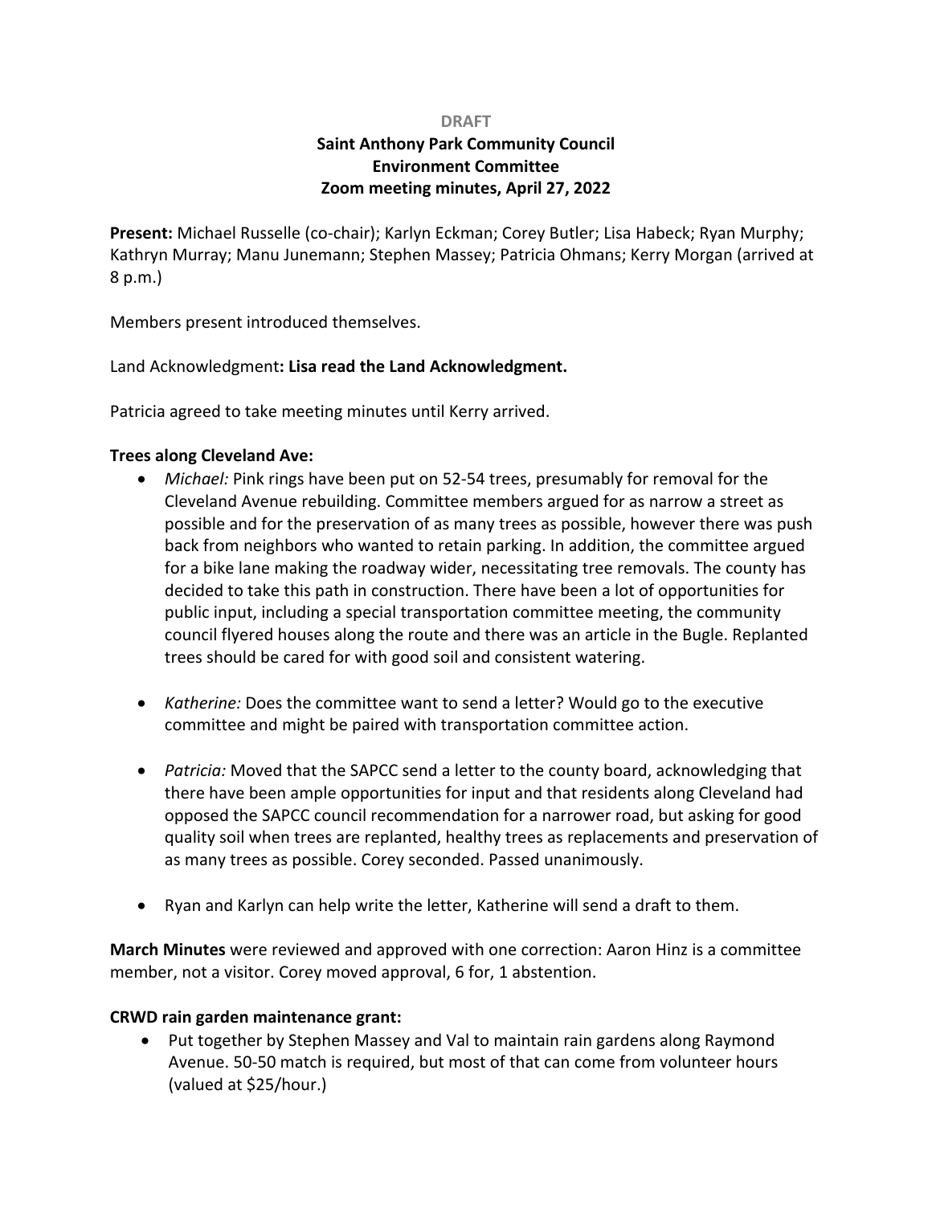DRAFT

**Saint Anthony Park Community Council**
**Environment Committee**
**Zoom meeting minutes, April 27, 2022**

**Present:** Michael Russelle (co-chair); Karlyn Eckman; Corey Butler; Lisa Habeck; Ryan Murphy; Kathryn Murray; Manu Junemann; Stephen Massey; Patricia Ohmans; Kerry Morgan (arrived at 8 p.m.)

Members present introduced themselves.

Land Acknowledgment**: Lisa read the Land Acknowledgment.**

Patricia agreed to take meeting minutes until Kerry arrived.

**Trees along Cleveland Ave:**

- *Michael:* Pink rings have been put on 52-54 trees, presumably for removal for the Cleveland Avenue rebuilding. Committee members argued for as narrow a street as possible and for the preservation of as many trees as possible, however there was push back from neighbors who wanted to retain parking. In addition, the committee argued for a bike lane making the roadway wider, necessitating tree removals. The county has decided to take this path in construction. There have been a lot of opportunities for public input, including a special transportation committee meeting, the community council flyered houses along the route and there was an article in the Bugle. Replanted trees should be cared for with good soil and consistent watering.

- *Katherine:* Does the committee want to send a letter? Would go to the executive committee and might be paired with transportation committee action.

- *Patricia:* Moved that the SAPCC send a letter to the county board, acknowledging that there have been ample opportunities for input and that residents along Cleveland had opposed the SAPCC council recommendation for a narrower road, but asking for good quality soil when trees are replanted, healthy trees as replacements and preservation of as many trees as possible. Corey seconded. Passed unanimously.

- Ryan and Karlyn can help write the letter, Katherine will send a draft to them.

**March Minutes** were reviewed and approved with one correction: Aaron Hinz is a committee member, not a visitor. Corey moved approval, 6 for, 1 abstention.

**CRWD rain garden maintenance grant:**

- Put together by Stephen Massey and Val to maintain rain gardens along Raymond Avenue. 50-50 match is required, but most of that can come from volunteer hours (valued at $25/hour.)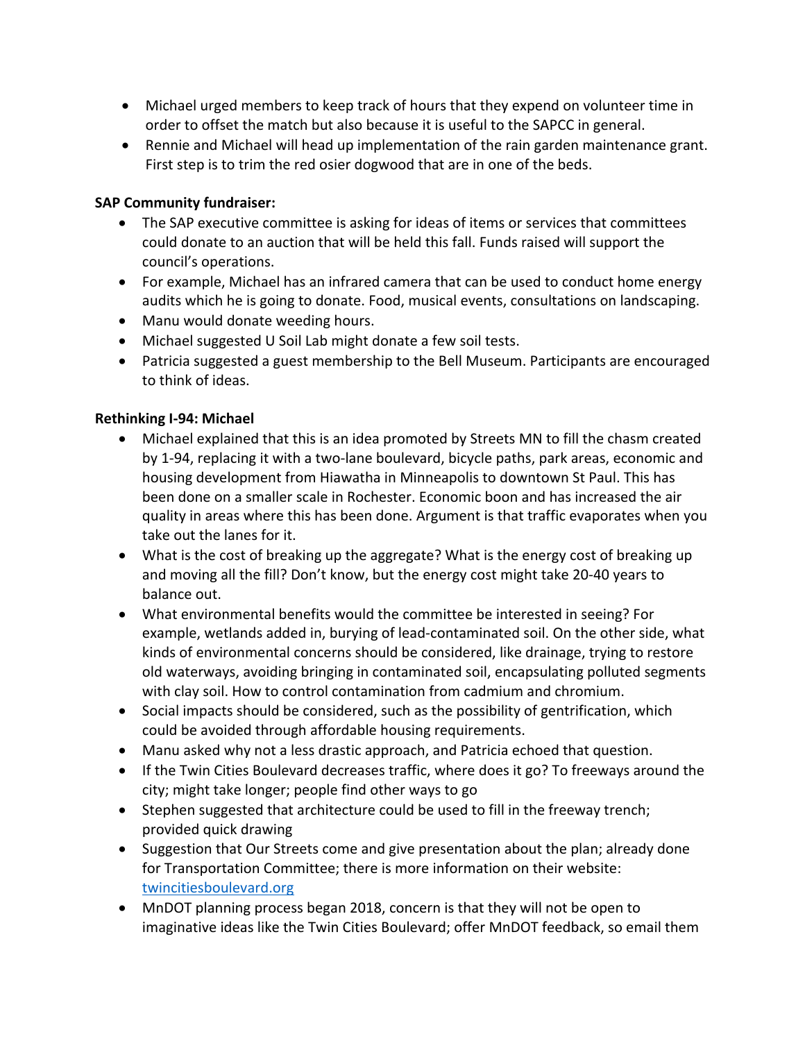- Michael urged members to keep track of hours that they expend on volunteer time in order to offset the match but also because it is useful to the SAPCC in general.
- Rennie and Michael will head up implementation of the rain garden maintenance grant. First step is to trim the red osier dogwood that are in one of the beds.

**SAP Community fundraiser:**

- The SAP executive committee is asking for ideas of items or services that committees could donate to an auction that will be held this fall. Funds raised will support the council's operations.
- For example, Michael has an infrared camera that can be used to conduct home energy audits which he is going to donate. Food, musical events, consultations on landscaping.
- Manu would donate weeding hours.
- Michael suggested U Soil Lab might donate a few soil tests.
- Patricia suggested a guest membership to the Bell Museum. Participants are encouraged to think of ideas.

**Rethinking I-94: Michael**

- Michael explained that this is an idea promoted by Streets MN to fill the chasm created by 1-94, replacing it with a two-lane boulevard, bicycle paths, park areas, economic and housing development from Hiawatha in Minneapolis to downtown St Paul. This has been done on a smaller scale in Rochester. Economic boon and has increased the air quality in areas where this has been done. Argument is that traffic evaporates when you take out the lanes for it.
- What is the cost of breaking up the aggregate? What is the energy cost of breaking up and moving all the fill? Don't know, but the energy cost might take 20-40 years to balance out.
- What environmental benefits would the committee be interested in seeing? For example, wetlands added in, burying of lead-contaminated soil. On the other side, what kinds of environmental concerns should be considered, like drainage, trying to restore old waterways, avoiding bringing in contaminated soil, encapsulating polluted segments with clay soil. How to control contamination from cadmium and chromium.
- Social impacts should be considered, such as the possibility of gentrification, which could be avoided through affordable housing requirements.
- Manu asked why not a less drastic approach, and Patricia echoed that question.
- If the Twin Cities Boulevard decreases traffic, where does it go? To freeways around the city; might take longer; people find other ways to go
- Stephen suggested that architecture could be used to fill in the freeway trench; provided quick drawing
- Suggestion that Our Streets come and give presentation about the plan; already done for Transportation Committee; there is more information on their website: [twincitiesboulevard.org](twincitiesboulevard.org)
- MnDOT planning process began 2018, concern is that they will not be open to imaginative ideas like the Twin Cities Boulevard; offer MnDOT feedback, so email them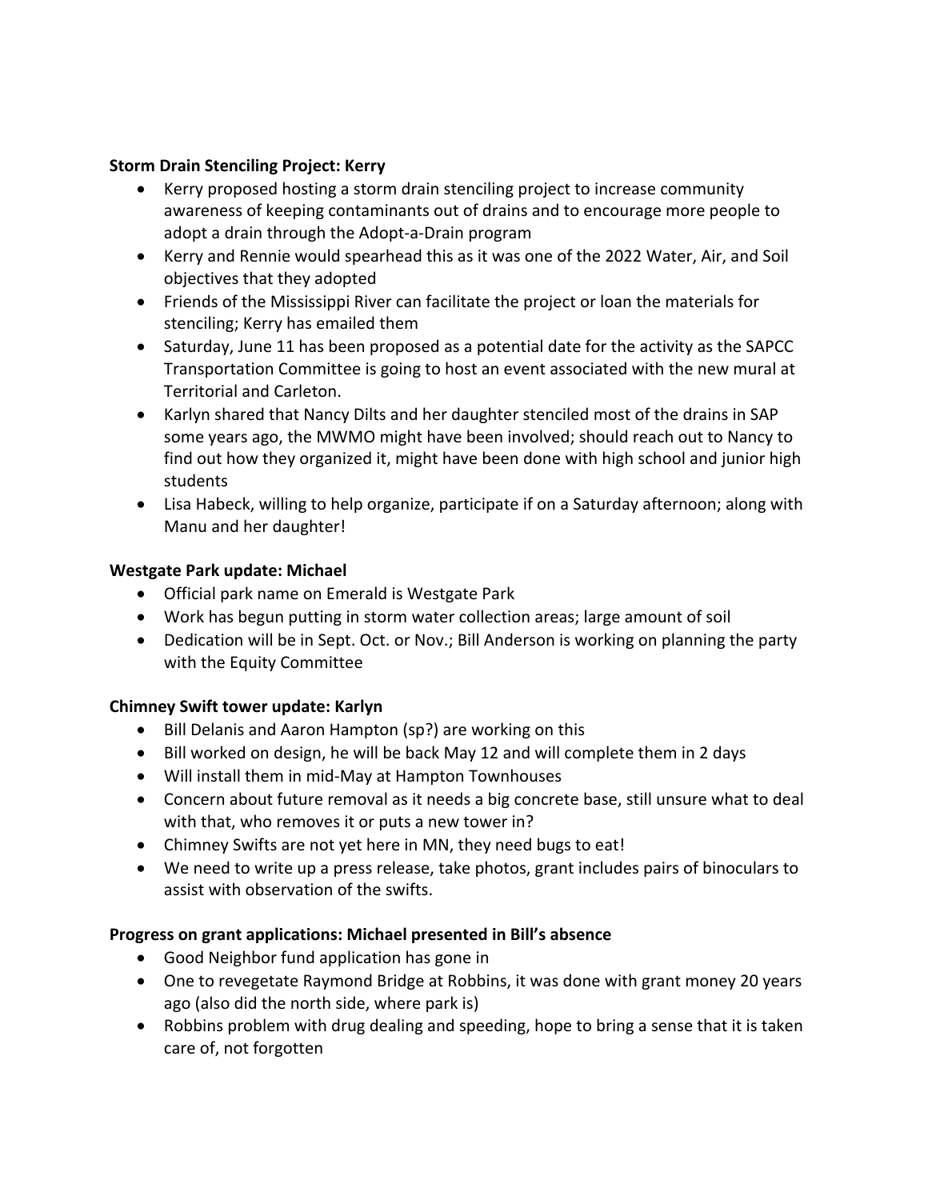**Storm Drain Stenciling Project: Kerry**

- Kerry proposed hosting a storm drain stenciling project to increase community awareness of keeping contaminants out of drains and to encourage more people to adopt a drain through the Adopt-a-Drain program
- Kerry and Rennie would spearhead this as it was one of the 2022 Water, Air, and Soil objectives that they adopted
- Friends of the Mississippi River can facilitate the project or loan the materials for stenciling; Kerry has emailed them
- Saturday, June 11 has been proposed as a potential date for the activity as the SAPCC Transportation Committee is going to host an event associated with the new mural at Territorial and Carleton.
- Karlyn shared that Nancy Dilts and her daughter stenciled most of the drains in SAP some years ago, the MWMO might have been involved; should reach out to Nancy to find out how they organized it, might have been done with high school and junior high students
- Lisa Habeck, willing to help organize, participate if on a Saturday afternoon; along with Manu and her daughter!

**Westgate Park update: Michael**

- Official park name on Emerald is Westgate Park
- Work has begun putting in storm water collection areas; large amount of soil
- Dedication will be in Sept. Oct. or Nov.; Bill Anderson is working on planning the party with the Equity Committee

**Chimney Swift tower update: Karlyn**

- Bill Delanis and Aaron Hampton (sp?) are working on this
- Bill worked on design, he will be back May 12 and will complete them in 2 days
- Will install them in mid-May at Hampton Townhouses
- Concern about future removal as it needs a big concrete base, still unsure what to deal with that, who removes it or puts a new tower in?
- Chimney Swifts are not yet here in MN, they need bugs to eat!
- We need to write up a press release, take photos, grant includes pairs of binoculars to assist with observation of the swifts.

**Progress on grant applications: Michael presented in Bill's absence**

- Good Neighbor fund application has gone in
- One to revegetate Raymond Bridge at Robbins, it was done with grant money 20 years ago (also did the north side, where park is)
- Robbins problem with drug dealing and speeding, hope to bring a sense that it is taken care of, not forgotten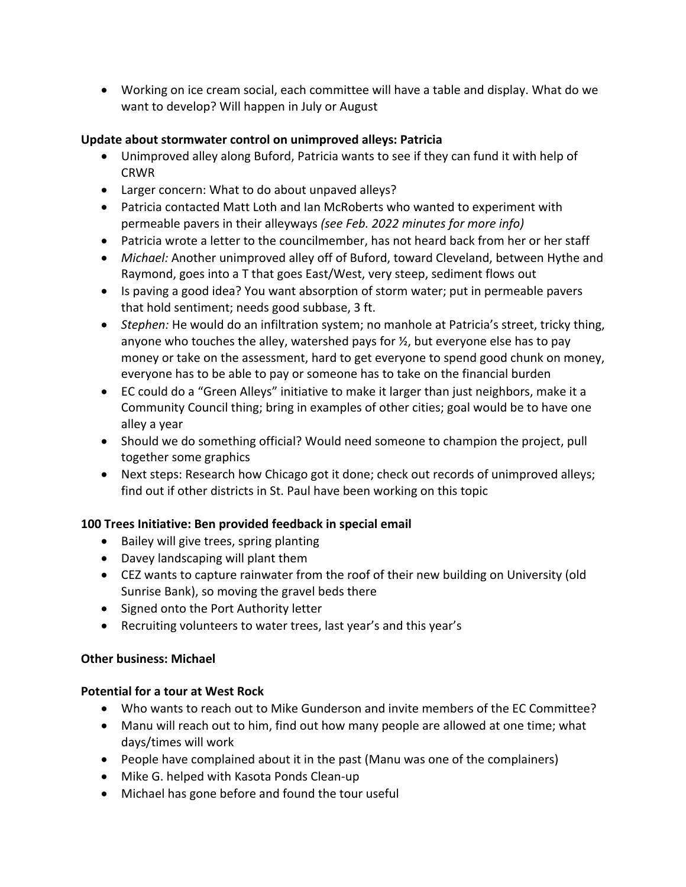- Working on ice cream social, each committee will have a table and display. What do we want to develop? Will happen in July or August

**Update about stormwater control on unimproved alleys: Patricia**

- Unimproved alley along Buford, Patricia wants to see if they can fund it with help of CRWR
- Larger concern: What to do about unpaved alleys?
- Patricia contacted Matt Loth and Ian McRoberts who wanted to experiment with permeable pavers in their alleyways *(see Feb. 2022 minutes for more info)*
- Patricia wrote a letter to the councilmember, has not heard back from her or her staff
- *Michael:* Another unimproved alley off of Buford, toward Cleveland, between Hythe and Raymond, goes into a T that goes East/West, very steep, sediment flows out
- Is paving a good idea? You want absorption of storm water; put in permeable pavers that hold sentiment; needs good subbase, 3 ft.
- *Stephen:* He would do an infiltration system; no manhole at Patricia's street, tricky thing, anyone who touches the alley, watershed pays for ½, but everyone else has to pay money or take on the assessment, hard to get everyone to spend good chunk on money, everyone has to be able to pay or someone has to take on the financial burden
- EC could do a "Green Alleys" initiative to make it larger than just neighbors, make it a Community Council thing; bring in examples of other cities; goal would be to have one alley a year
- Should we do something official? Would need someone to champion the project, pull together some graphics
- Next steps: Research how Chicago got it done; check out records of unimproved alleys; find out if other districts in St. Paul have been working on this topic

**100 Trees Initiative: Ben provided feedback in special email**

- Bailey will give trees, spring planting
- Davey landscaping will plant them
- CEZ wants to capture rainwater from the roof of their new building on University (old Sunrise Bank), so moving the gravel beds there
- Signed onto the Port Authority letter
- Recruiting volunteers to water trees, last year's and this year's

**Other business: Michael**

**Potential for a tour at West Rock**

- Who wants to reach out to Mike Gunderson and invite members of the EC Committee?
- Manu will reach out to him, find out how many people are allowed at one time; what days/times will work
- People have complained about it in the past (Manu was one of the complainers)
- Mike G. helped with Kasota Ponds Clean-up
- Michael has gone before and found the tour useful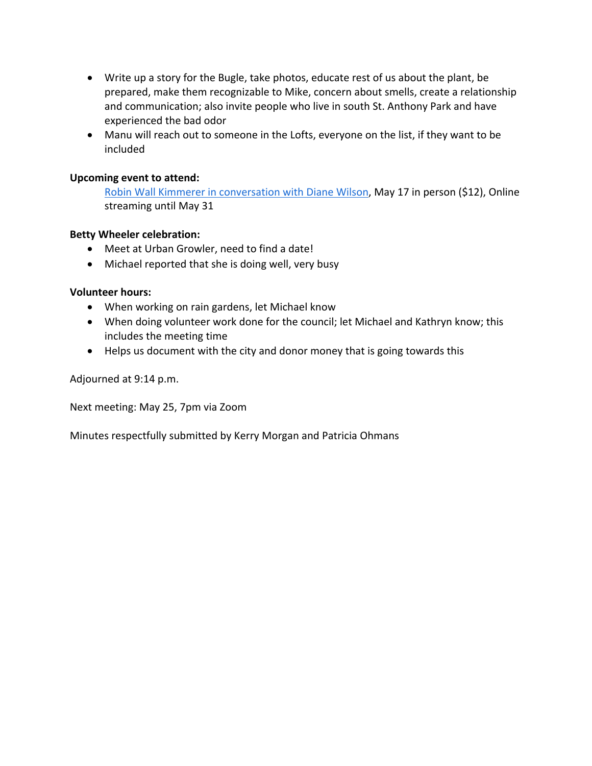- Write up a story for the Bugle, take photos, educate rest of us about the plant, be prepared, make them recognizable to Mike, concern about smells, create a relationship and communication; also invite people who live in south St. Anthony Park and have experienced the bad odor
- Manu will reach out to someone in the Lofts, everyone on the list, if they want to be included

**Upcoming event to attend:**

Robin Wall Kimmerer in conversation with Diane Wilson, May 17 in person ($12), Online streaming until May 31

**Betty Wheeler celebration:**

- Meet at Urban Growler, need to find a date!
- Michael reported that she is doing well, very busy

**Volunteer hours:**

- When working on rain gardens, let Michael know
- When doing volunteer work done for the council; let Michael and Kathryn know; this includes the meeting time
- Helps us document with the city and donor money that is going towards this

Adjourned at 9:14 p.m.

Next meeting: May 25, 7pm via Zoom

Minutes respectfully submitted by Kerry Morgan and Patricia Ohmans